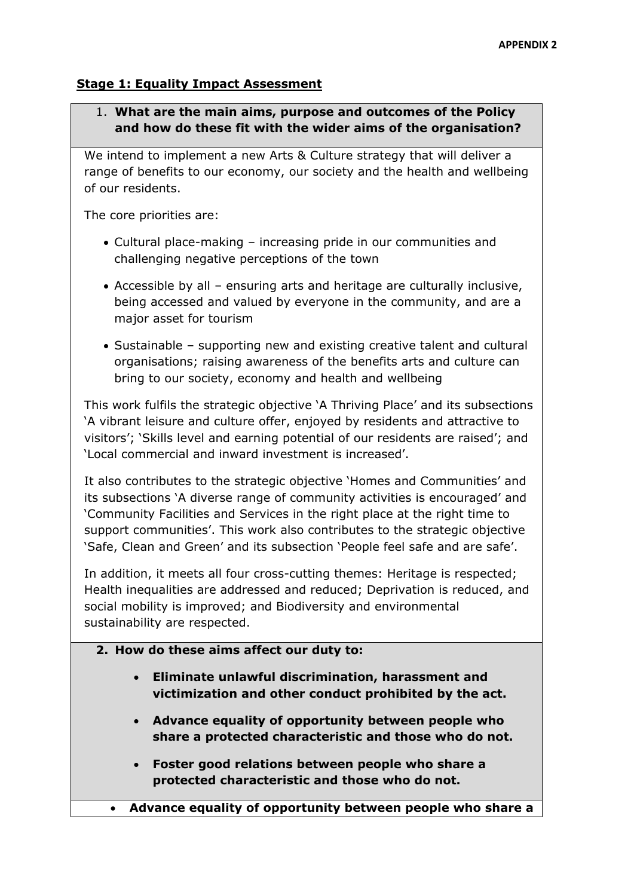**APPENDIX 2**

## Stage 1: Equality Impact Assessment

### 1. What are the main aims, purpose and outcomes of the Policy and how do these fit with the wider aims of the organisation?

We intend to implement a new Arts & Culture strategy that will deliver a range of benefits to our economy, our society and the health and wellbeing of our residents.

The core priorities are:

- Cultural place-making – increasing pride in our communities and challenging negative perceptions of the town
- Accessible by all – ensuring arts and heritage are culturally inclusive, being accessed and valued by everyone in the community, and are a major asset for tourism
- Sustainable – supporting new and existing creative talent and cultural organisations; raising awareness of the benefits arts and culture can bring to our society, economy and health and wellbeing

This work fulfils the strategic objective 'A Thriving Place' and its subsections 'A vibrant leisure and culture offer, enjoyed by residents and attractive to visitors'; 'Skills level and earning potential of our residents are raised'; and 'Local commercial and inward investment is increased'.

It also contributes to the strategic objective 'Homes and Communities' and its subsections 'A diverse range of community activities is encouraged' and 'Community Facilities and Services in the right place at the right time to support communities'. This work also contributes to the strategic objective 'Safe, Clean and Green' and its subsection 'People feel safe and are safe'.

In addition, it meets all four cross-cutting themes: Heritage is respected; Health inequalities are addressed and reduced; Deprivation is reduced, and social mobility is improved; and Biodiversity and environmental sustainability are respected.

### 2. How do these aims affect our duty to:

- **Eliminate unlawful discrimination, harassment and victimization and other conduct prohibited by the act.**
- **Advance equality of opportunity between people who share a protected characteristic and those who do not.**
- **Foster good relations between people who share a protected characteristic and those who do not.**

- **Advance equality of opportunity between people who share a**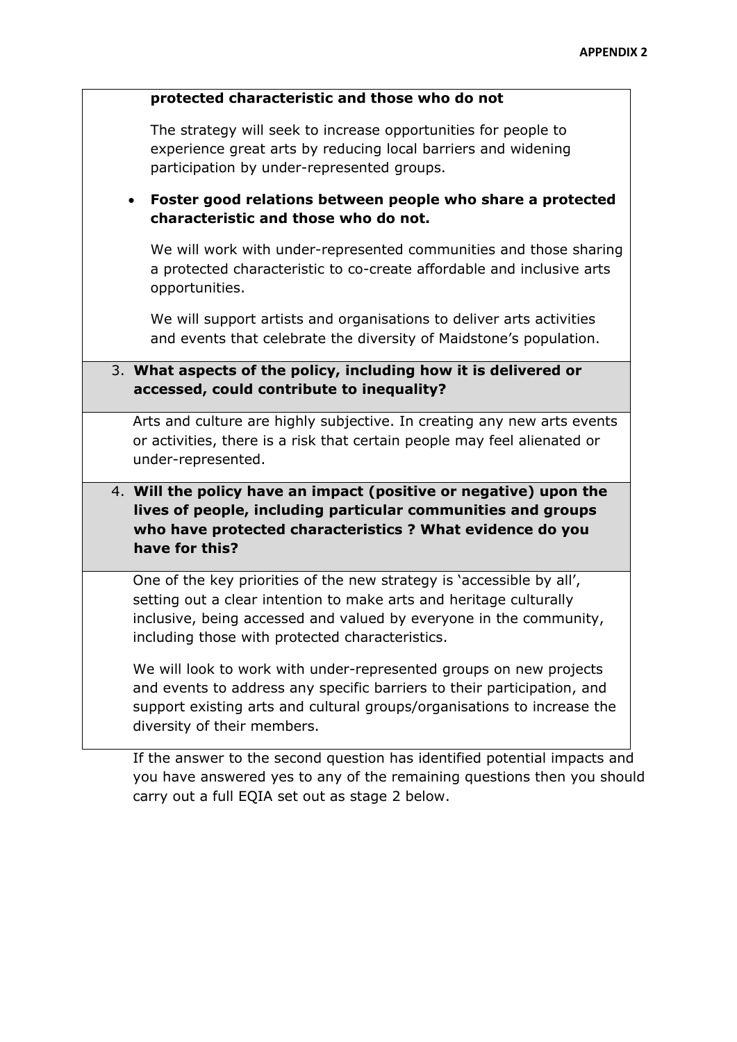**protected characteristic and those who do not**

The strategy will seek to increase opportunities for people to experience great arts by reducing local barriers and widening participation by under-represented groups.

- **Foster good relations between people who share a protected characteristic and those who do not.**

  We will work with under-represented communities and those sharing a protected characteristic to co-create affordable and inclusive arts opportunities.

  We will support artists and organisations to deliver arts activities and events that celebrate the diversity of Maidstone's population.

3. **What aspects of the policy, including how it is delivered or accessed, could contribute to inequality?**

Arts and culture are highly subjective. In creating any new arts events or activities, there is a risk that certain people may feel alienated or under-represented.

4. **Will the policy have an impact (positive or negative) upon the lives of people, including particular communities and groups who have protected characteristics ? What evidence do you have for this?**

One of the key priorities of the new strategy is 'accessible by all', setting out a clear intention to make arts and heritage culturally inclusive, being accessed and valued by everyone in the community, including those with protected characteristics.

We will look to work with under-represented groups on new projects and events to address any specific barriers to their participation, and support existing arts and cultural groups/organisations to increase the diversity of their members.

If the answer to the second question has identified potential impacts and you have answered yes to any of the remaining questions then you should carry out a full EQIA set out as stage 2 below.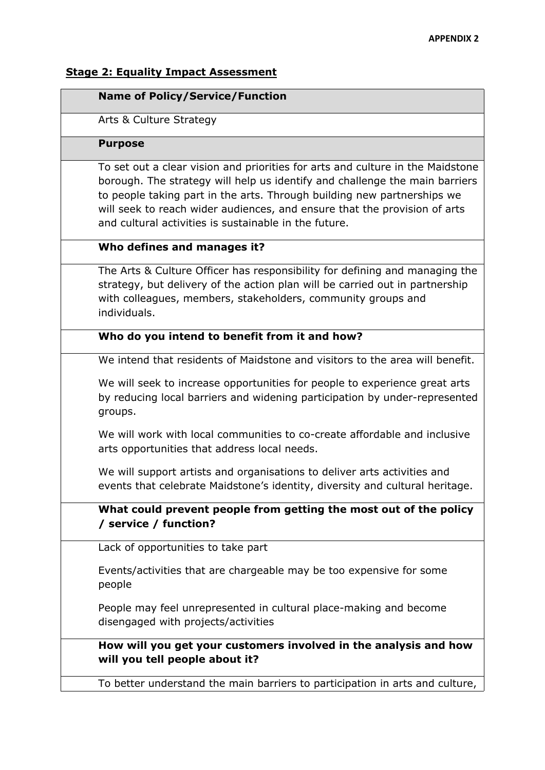**APPENDIX 2**

## Stage 2: Equality Impact Assessment

| **Name of Policy/Service/Function** |
| --- |
| Arts & Culture Strategy |
| **Purpose** |
| To set out a clear vision and priorities for arts and culture in the Maidstone borough. The strategy will help us identify and challenge the main barriers to people taking part in the arts. Through building new partnerships we will seek to reach wider audiences, and ensure that the provision of arts and cultural activities is sustainable in the future. |
| **Who defines and manages it?** |
| The Arts & Culture Officer has responsibility for defining and managing the strategy, but delivery of the action plan will be carried out in partnership with colleagues, members, stakeholders, community groups and individuals. |
| **Who do you intend to benefit from it and how?** |
| We intend that residents of Maidstone and visitors to the area will benefit.<br><br>We will seek to increase opportunities for people to experience great arts by reducing local barriers and widening participation by under-represented groups.<br><br>We will work with local communities to co-create affordable and inclusive arts opportunities that address local needs.<br><br>We will support artists and organisations to deliver arts activities and events that celebrate Maidstone's identity, diversity and cultural heritage. |
| **What could prevent people from getting the most out of the policy / service / function?** |
| Lack of opportunities to take part<br><br>Events/activities that are chargeable may be too expensive for some people<br><br>People may feel unrepresented in cultural place-making and become disengaged with projects/activities |
| **How will you get your customers involved in the analysis and how will you tell people about it?** |
| To better understand the main barriers to participation in arts and culture, |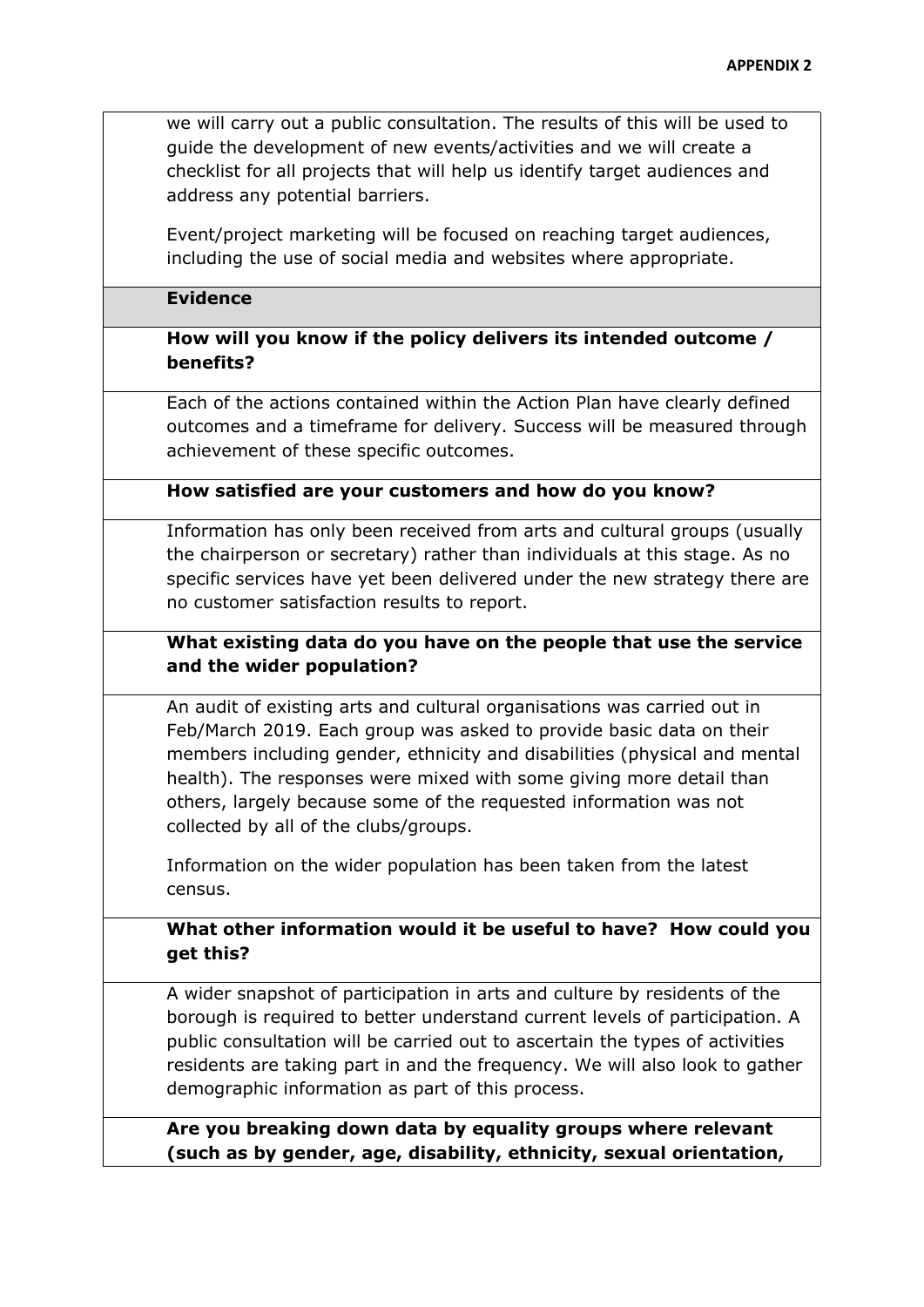we will carry out a public consultation. The results of this will be used to guide the development of new events/activities and we will create a checklist for all projects that will help us identify target audiences and address any potential barriers.

Event/project marketing will be focused on reaching target audiences, including the use of social media and websites where appropriate.

**Evidence**

**How will you know if the policy delivers its intended outcome / benefits?**

Each of the actions contained within the Action Plan have clearly defined outcomes and a timeframe for delivery. Success will be measured through achievement of these specific outcomes.

**How satisfied are your customers and how do you know?**

Information has only been received from arts and cultural groups (usually the chairperson or secretary) rather than individuals at this stage. As no specific services have yet been delivered under the new strategy there are no customer satisfaction results to report.

**What existing data do you have on the people that use the service and the wider population?**

An audit of existing arts and cultural organisations was carried out in Feb/March 2019. Each group was asked to provide basic data on their members including gender, ethnicity and disabilities (physical and mental health). The responses were mixed with some giving more detail than others, largely because some of the requested information was not collected by all of the clubs/groups.

Information on the wider population has been taken from the latest census.

**What other information would it be useful to have? How could you get this?**

A wider snapshot of participation in arts and culture by residents of the borough is required to better understand current levels of participation. A public consultation will be carried out to ascertain the types of activities residents are taking part in and the frequency. We will also look to gather demographic information as part of this process.

**Are you breaking down data by equality groups where relevant (such as by gender, age, disability, ethnicity, sexual orientation,**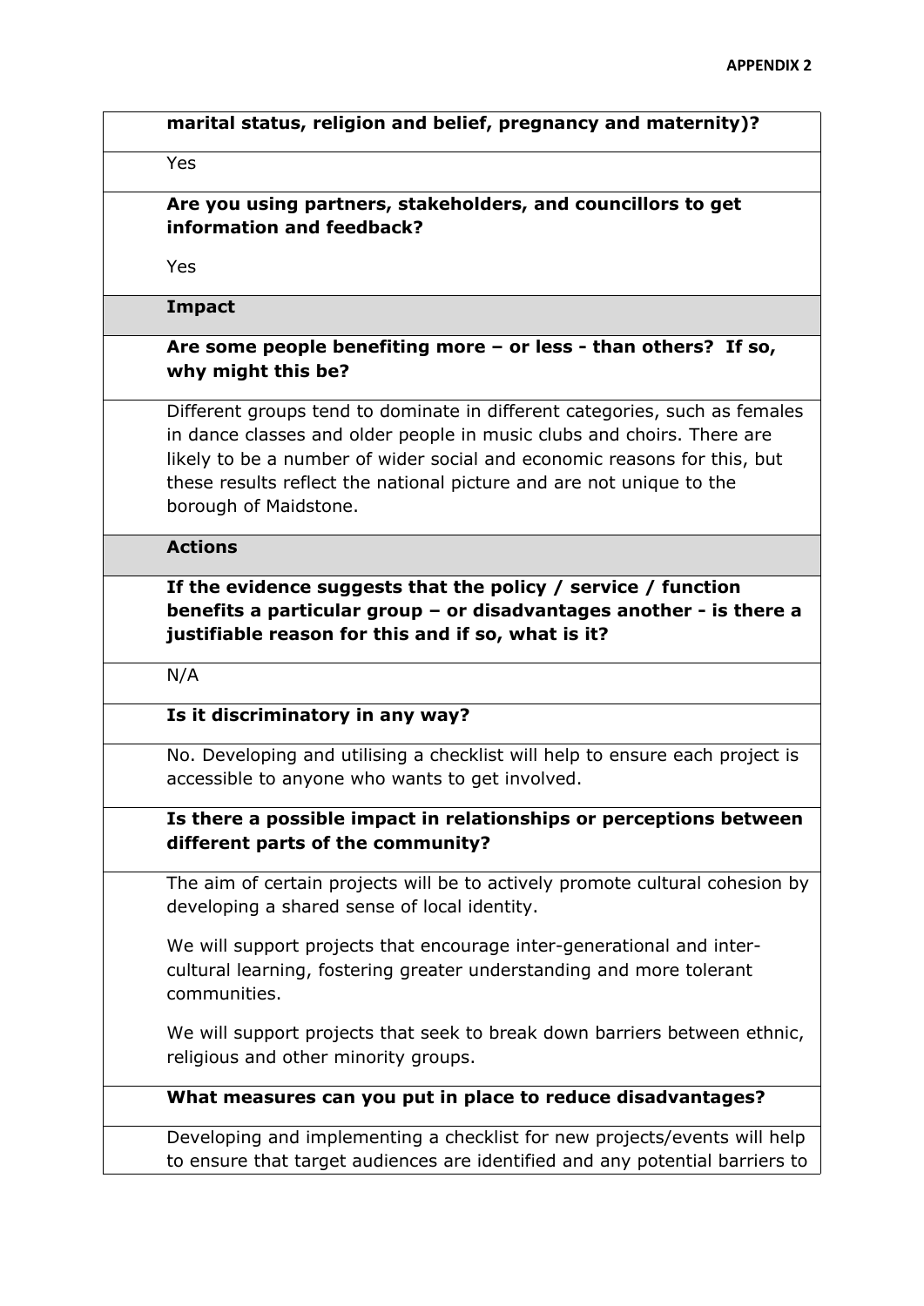| |
|---|
| **marital status, religion and belief, pregnancy and maternity)?** |
| Yes |
| **Are you using partners, stakeholders, and councillors to get information and feedback?**<br><br>Yes |
| **Impact** |
| **Are some people benefiting more – or less - than others? If so, why might this be?** |
| Different groups tend to dominate in different categories, such as females in dance classes and older people in music clubs and choirs. There are likely to be a number of wider social and economic reasons for this, but these results reflect the national picture and are not unique to the borough of Maidstone. |
| **Actions** |
| **If the evidence suggests that the policy / service / function benefits a particular group – or disadvantages another - is there a justifiable reason for this and if so, what is it?** |
| N/A |
| **Is it discriminatory in any way?** |
| No. Developing and utilising a checklist will help to ensure each project is accessible to anyone who wants to get involved. |
| **Is there a possible impact in relationships or perceptions between different parts of the community?** |
| The aim of certain projects will be to actively promote cultural cohesion by developing a shared sense of local identity.<br><br>We will support projects that encourage inter-generational and inter-cultural learning, fostering greater understanding and more tolerant communities.<br><br>We will support projects that seek to break down barriers between ethnic, religious and other minority groups. |
| **What measures can you put in place to reduce disadvantages?** |
| Developing and implementing a checklist for new projects/events will help to ensure that target audiences are identified and any potential barriers to |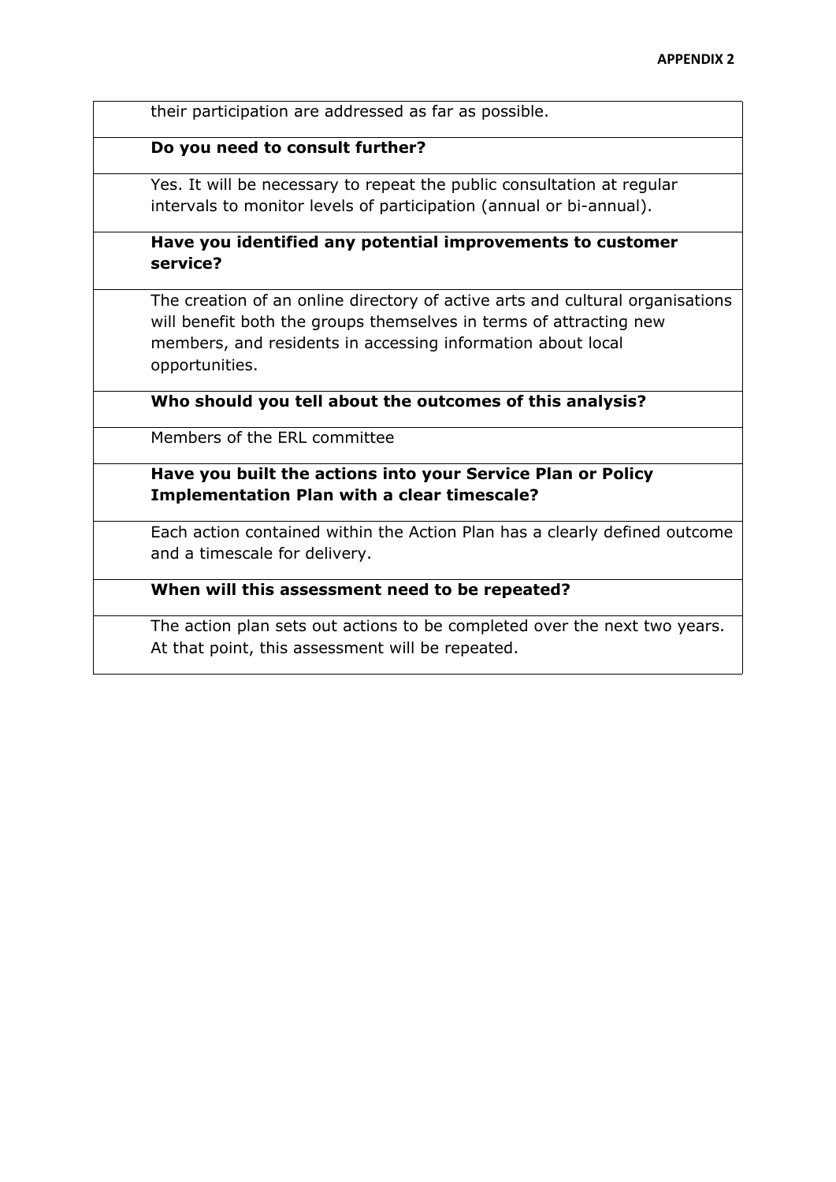**APPENDIX 2**

their participation are addressed as far as possible.

**Do you need to consult further?**

Yes. It will be necessary to repeat the public consultation at regular intervals to monitor levels of participation (annual or bi-annual).

**Have you identified any potential improvements to customer service?**

The creation of an online directory of active arts and cultural organisations will benefit both the groups themselves in terms of attracting new members, and residents in accessing information about local opportunities.

**Who should you tell about the outcomes of this analysis?**

Members of the ERL committee

**Have you built the actions into your Service Plan or Policy Implementation Plan with a clear timescale?**

Each action contained within the Action Plan has a clearly defined outcome and a timescale for delivery.

**When will this assessment need to be repeated?**

The action plan sets out actions to be completed over the next two years. At that point, this assessment will be repeated.